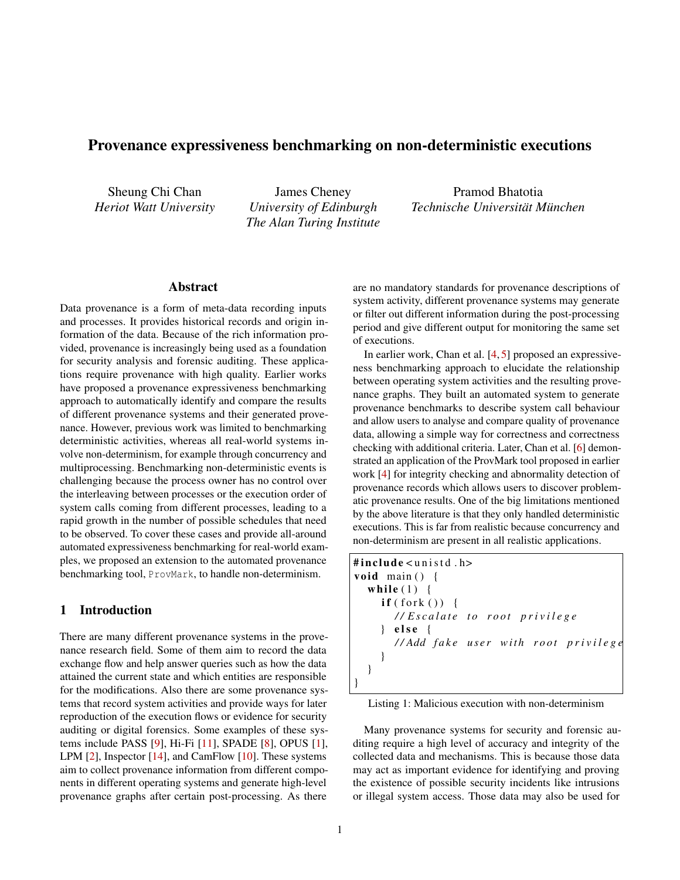# Provenance expressiveness benchmarking on non-deterministic executions

Sheung Chi Chan
*Heriot Watt University*

James Cheney
*University of Edinburgh*
*The Alan Turing Institute*

Pramod Bhatotia
*Technische Universität München*

## Abstract

Data provenance is a form of meta-data recording inputs and processes. It provides historical records and origin information of the data. Because of the rich information provided, provenance is increasingly being used as a foundation for security analysis and forensic auditing. These applications require provenance with high quality. Earlier works have proposed a provenance expressiveness benchmarking approach to automatically identify and compare the results of different provenance systems and their generated provenance. However, previous work was limited to benchmarking deterministic activities, whereas all real-world systems involve non-determinism, for example through concurrency and multiprocessing. Benchmarking non-deterministic events is challenging because the process owner has no control over the interleaving between processes or the execution order of system calls coming from different processes, leading to a rapid growth in the number of possible schedules that need to be observed. To cover these cases and provide all-around automated expressiveness benchmarking for real-world examples, we proposed an extension to the automated provenance benchmarking tool, `ProvMark`, to handle non-determinism.

## 1 Introduction

There are many different provenance systems in the provenance research field. Some of them aim to record the data exchange flow and help answer queries such as how the data attained the current state and which entities are responsible for the modifications. Also there are some provenance systems that record system activities and provide ways for later reproduction of the execution flows or evidence for security auditing or digital forensics. Some examples of these systems include PASS [9], Hi-Fi [11], SPADE [8], OPUS [1], LPM [2], Inspector [14], and CamFlow [10]. These systems aim to collect provenance information from different components in different operating systems and generate high-level provenance graphs after certain post-processing. As there are no mandatory standards for provenance descriptions of system activity, different provenance systems may generate or filter out different information during the post-processing period and give different output for monitoring the same set of executions.

In earlier work, Chan et al. [4, 5] proposed an expressiveness benchmarking approach to elucidate the relationship between operating system activities and the resulting provenance graphs. They built an automated system to generate provenance benchmarks to describe system call behaviour and allow users to analyse and compare quality of provenance data, allowing a simple way for correctness and correctness checking with additional criteria. Later, Chan et al. [6] demonstrated an application of the ProvMark tool proposed in earlier work [4] for integrity checking and abnormality detection of provenance records which allows users to discover problematic provenance results. One of the big limitations mentioned by the above literature is that they only handled deterministic executions. This is far from realistic because concurrency and non-determinism are present in all realistic applications.

```
#include<unistd.h>
void main() {
  while(1) {
    if(fork()) {
      //Escalate to root privilege
    } else {
      //Add fake user with root privilege
    }
  }
}
```

Listing 1: Malicious execution with non-determinism

Many provenance systems for security and forensic auditing require a high level of accuracy and integrity of the collected data and mechanisms. This is because those data may act as important evidence for identifying and proving the existence of possible security incidents like intrusions or illegal system access. Those data may also be used for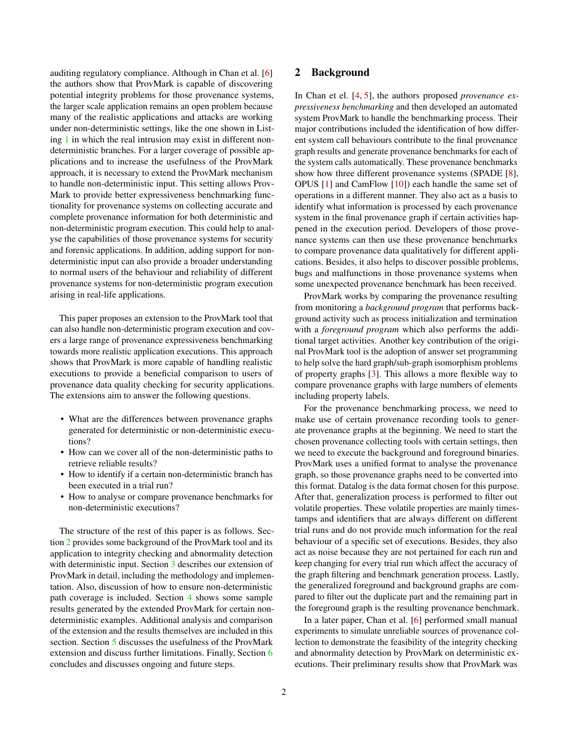auditing regulatory compliance. Although in Chan et al. [6] the authors show that ProvMark is capable of discovering potential integrity problems for those provenance systems, the larger scale application remains an open problem because many of the realistic applications and attacks are working under non-deterministic settings, like the one shown in Listing 1 in which the real intrusion may exist in different non-deterministic branches. For a larger coverage of possible applications and to increase the usefulness of the ProvMark approach, it is necessary to extend the ProvMark mechanism to handle non-deterministic input. This setting allows ProvMark to provide better expressiveness benchmarking functionality for provenance systems on collecting accurate and complete provenance information for both deterministic and non-deterministic program execution. This could help to analyse the capabilities of those provenance systems for security and forensic applications. In addition, adding support for non-deterministic input can also provide a broader understanding to normal users of the behaviour and reliability of different provenance systems for non-deterministic program execution arising in real-life applications.

This paper proposes an extension to the ProvMark tool that can also handle non-deterministic program execution and covers a large range of provenance expressiveness benchmarking towards more realistic application executions. This approach shows that ProvMark is more capable of handling realistic executions to provide a beneficial comparison to users of provenance data quality checking for security applications. The extensions aim to answer the following questions.

- What are the differences between provenance graphs generated for deterministic or non-deterministic executions?
- How can we cover all of the non-deterministic paths to retrieve reliable results?
- How to identify if a certain non-deterministic branch has been executed in a trial run?
- How to analyse or compare provenance benchmarks for non-deterministic executions?

The structure of the rest of this paper is as follows. Section 2 provides some background of the ProvMark tool and its application to integrity checking and abnormality detection with deterministic input. Section 3 describes our extension of ProvMark in detail, including the methodology and implementation. Also, discussion of how to ensure non-deterministic path coverage is included. Section 4 shows some sample results generated by the extended ProvMark for certain non-deterministic examples. Additional analysis and comparison of the extension and the results themselves are included in this section. Section 5 discusses the usefulness of the ProvMark extension and discuss further limitations. Finally, Section 6 concludes and discusses ongoing and future steps.

## 2 Background

In Chan et el. [4, 5], the authors proposed *provenance expressiveness benchmarking* and then developed an automated system ProvMark to handle the benchmarking process. Their major contributions included the identification of how different system call behaviours contribute to the final provenance graph results and generate provenance benchmarks for each of the system calls automatically. These provenance benchmarks show how three different provenance systems (SPADE [8], OPUS [1] and CamFlow [10]) each handle the same set of operations in a different manner. They also act as a basis to identify what information is processed by each provenance system in the final provenance graph if certain activities happened in the execution period. Developers of those provenance systems can then use these provenance benchmarks to compare provenance data qualitatively for different applications. Besides, it also helps to discover possible problems, bugs and malfunctions in those provenance systems when some unexpected provenance benchmark has been received.

ProvMark works by comparing the provenance resulting from monitoring a *background program* that performs background activity such as process initialization and termination with a *foreground program* which also performs the additional target activities. Another key contribution of the original ProvMark tool is the adoption of answer set programming to help solve the hard graph/sub-graph isomorphism problems of property graphs [3]. This allows a more flexible way to compare provenance graphs with large numbers of elements including property labels.

For the provenance benchmarking process, we need to make use of certain provenance recording tools to generate provenance graphs at the beginning. We need to start the chosen provenance collecting tools with certain settings, then we need to execute the background and foreground binaries. ProvMark uses a unified format to analyse the provenance graph, so those provenance graphs need to be converted into this format. Datalog is the data format chosen for this purpose. After that, generalization process is performed to filter out volatile properties. These volatile properties are mainly timestamps and identifiers that are always different on different trial runs and do not provide much information for the real behaviour of a specific set of executions. Besides, they also act as noise because they are not pertained for each run and keep changing for every trial run which affect the accuracy of the graph filtering and benchmark generation process. Lastly, the generalized foreground and background graphs are compared to filter out the duplicate part and the remaining part in the foreground graph is the resulting provenance benchmark.

In a later paper, Chan et al. [6] performed small manual experiments to simulate unreliable sources of provenance collection to demonstrate the feasibility of the integrity checking and abnormality detection by ProvMark on deterministic executions. Their preliminary results show that ProvMark was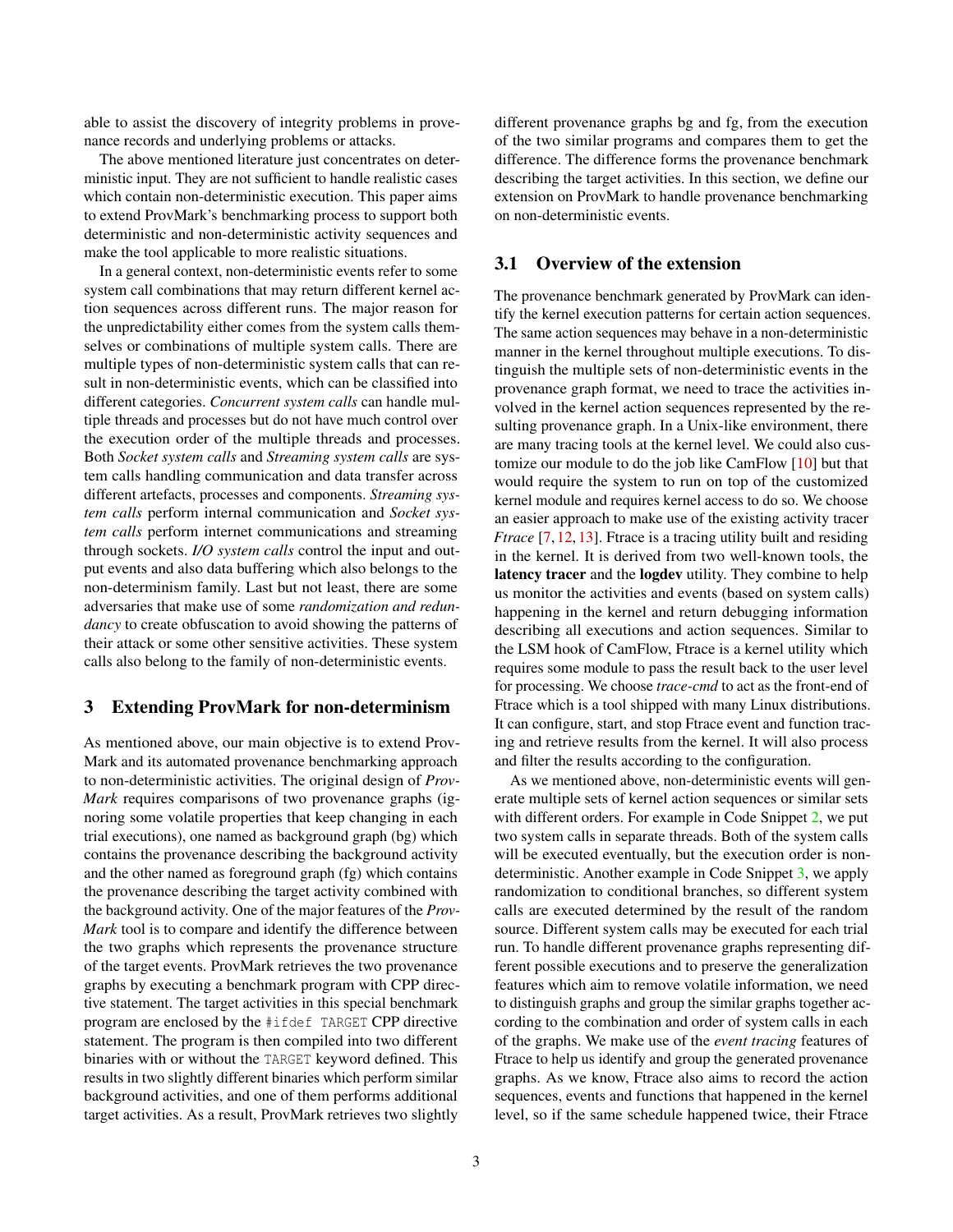able to assist the discovery of integrity problems in provenance records and underlying problems or attacks.

The above mentioned literature just concentrates on deterministic input. They are not sufficient to handle realistic cases which contain non-deterministic execution. This paper aims to extend ProvMark's benchmarking process to support both deterministic and non-deterministic activity sequences and make the tool applicable to more realistic situations.

In a general context, non-deterministic events refer to some system call combinations that may return different kernel action sequences across different runs. The major reason for the unpredictability either comes from the system calls themselves or combinations of multiple system calls. There are multiple types of non-deterministic system calls that can result in non-deterministic events, which can be classified into different categories. *Concurrent system calls* can handle multiple threads and processes but do not have much control over the execution order of the multiple threads and processes. Both *Socket system calls* and *Streaming system calls* are system calls handling communication and data transfer across different artefacts, processes and components. *Streaming system calls* perform internal communication and *Socket system calls* perform internet communications and streaming through sockets. *I/O system calls* control the input and output events and also data buffering which also belongs to the non-determinism family. Last but not least, there are some adversaries that make use of some *randomization and redundancy* to create obfuscation to avoid showing the patterns of their attack or some other sensitive activities. These system calls also belong to the family of non-deterministic events.

## 3 Extending ProvMark for non-determinism

As mentioned above, our main objective is to extend ProvMark and its automated provenance benchmarking approach to non-deterministic activities. The original design of *ProvMark* requires comparisons of two provenance graphs (ignoring some volatile properties that keep changing in each trial executions), one named as background graph (bg) which contains the provenance describing the background activity and the other named as foreground graph (fg) which contains the provenance describing the target activity combined with the background activity. One of the major features of the *ProvMark* tool is to compare and identify the difference between the two graphs which represents the provenance structure of the target events. ProvMark retrieves the two provenance graphs by executing a benchmark program with CPP directive statement. The target activities in this special benchmark program are enclosed by the `#ifdef TARGET` CPP directive statement. The program is then compiled into two different binaries with or without the `TARGET` keyword defined. This results in two slightly different binaries which perform similar background activities, and one of them performs additional target activities. As a result, ProvMark retrieves two slightly different provenance graphs bg and fg, from the execution of the two similar programs and compares them to get the difference. The difference forms the provenance benchmark describing the target activities. In this section, we define our extension on ProvMark to handle provenance benchmarking on non-deterministic events.

### 3.1 Overview of the extension

The provenance benchmark generated by ProvMark can identify the kernel execution patterns for certain action sequences. The same action sequences may behave in a non-deterministic manner in the kernel throughout multiple executions. To distinguish the multiple sets of non-deterministic events in the provenance graph format, we need to trace the activities involved in the kernel action sequences represented by the resulting provenance graph. In a Unix-like environment, there are many tracing tools at the kernel level. We could also customize our module to do the job like CamFlow [10] but that would require the system to run on top of the customized kernel module and requires kernel access to do so. We choose an easier approach to make use of the existing activity tracer *Ftrace* [7, 12, 13]. Ftrace is a tracing utility built and residing in the kernel. It is derived from two well-known tools, the **latency tracer** and the **logdev** utility. They combine to help us monitor the activities and events (based on system calls) happening in the kernel and return debugging information describing all executions and action sequences. Similar to the LSM hook of CamFlow, Ftrace is a kernel utility which requires some module to pass the result back to the user level for processing. We choose *trace-cmd* to act as the front-end of Ftrace which is a tool shipped with many Linux distributions. It can configure, start, and stop Ftrace event and function tracing and retrieve results from the kernel. It will also process and filter the results according to the configuration.

As we mentioned above, non-deterministic events will generate multiple sets of kernel action sequences or similar sets with different orders. For example in Code Snippet 2, we put two system calls in separate threads. Both of the system calls will be executed eventually, but the execution order is non-deterministic. Another example in Code Snippet 3, we apply randomization to conditional branches, so different system calls are executed determined by the result of the random source. Different system calls may be executed for each trial run. To handle different provenance graphs representing different possible executions and to preserve the generalization features which aim to remove volatile information, we need to distinguish graphs and group the similar graphs together according to the combination and order of system calls in each of the graphs. We make use of the *event tracing* features of Ftrace to help us identify and group the generated provenance graphs. As we know, Ftrace also aims to record the action sequences, events and functions that happened in the kernel level, so if the same schedule happened twice, their Ftrace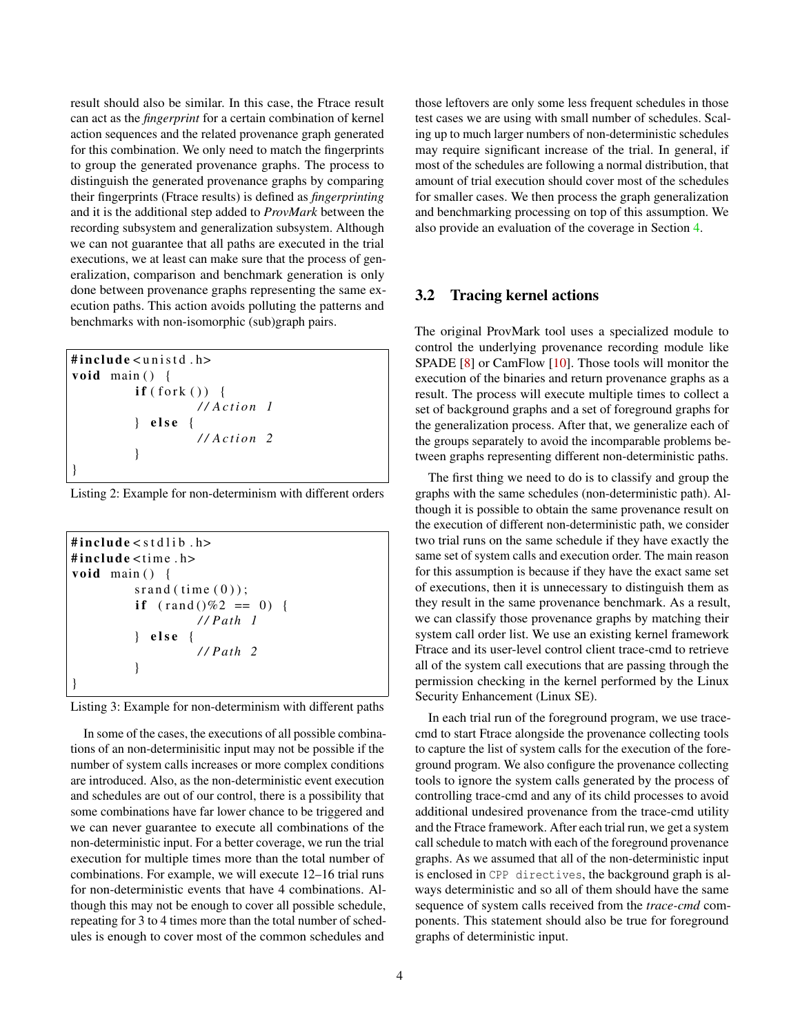result should also be similar. In this case, the Ftrace result can act as the *fingerprint* for a certain combination of kernel action sequences and the related provenance graph generated for this combination. We only need to match the fingerprints to group the generated provenance graphs. The process to distinguish the generated provenance graphs by comparing their fingerprints (Ftrace results) is defined as *fingerprinting* and it is the additional step added to *ProvMark* between the recording subsystem and generalization subsystem. Although we can not guarantee that all paths are executed in the trial executions, we at least can make sure that the process of generalization, comparison and benchmark generation is only done between provenance graphs representing the same execution paths. This action avoids polluting the patterns and benchmarks with non-isomorphic (sub)graph pairs.

```
#include<unistd.h>
void main() {
        if(fork()) {
                //Action 1
        } else {
                //Action 2
        }
}
```

Listing 2: Example for non-determinism with different orders

```
#include<stdlib.h>
#include<time.h>
void main() {
        srand(time(0));
        if (rand()%2 == 0) {
                //Path 1
        } else {
                //Path 2
        }
}
```

Listing 3: Example for non-determinism with different paths

In some of the cases, the executions of all possible combinations of an non-determinisitic input may not be possible if the number of system calls increases or more complex conditions are introduced. Also, as the non-deterministic event execution and schedules are out of our control, there is a possibility that some combinations have far lower chance to be triggered and we can never guarantee to execute all combinations of the non-deterministic input. For a better coverage, we run the trial execution for multiple times more than the total number of combinations. For example, we will execute 12–16 trial runs for non-deterministic events that have 4 combinations. Although this may not be enough to cover all possible schedule, repeating for 3 to 4 times more than the total number of schedules is enough to cover most of the common schedules and those leftovers are only some less frequent schedules in those test cases we are using with small number of schedules. Scaling up to much larger numbers of non-deterministic schedules may require significant increase of the trial. In general, if most of the schedules are following a normal distribution, that amount of trial execution should cover most of the schedules for smaller cases. We then process the graph generalization and benchmarking processing on top of this assumption. We also provide an evaluation of the coverage in Section 4.

## 3.2 Tracing kernel actions

The original ProvMark tool uses a specialized module to control the underlying provenance recording module like SPADE [8] or CamFlow [10]. Those tools will monitor the execution of the binaries and return provenance graphs as a result. The process will execute multiple times to collect a set of background graphs and a set of foreground graphs for the generalization process. After that, we generalize each of the groups separately to avoid the incomparable problems between graphs representing different non-deterministic paths.

The first thing we need to do is to classify and group the graphs with the same schedules (non-deterministic path). Although it is possible to obtain the same provenance result on the execution of different non-deterministic path, we consider two trial runs on the same schedule if they have exactly the same set of system calls and execution order. The main reason for this assumption is because if they have the exact same set of executions, then it is unnecessary to distinguish them as they result in the same provenance benchmark. As a result, we can classify those provenance graphs by matching their system call order list. We use an existing kernel framework Ftrace and its user-level control client trace-cmd to retrieve all of the system call executions that are passing through the permission checking in the kernel performed by the Linux Security Enhancement (Linux SE).

In each trial run of the foreground program, we use trace-cmd to start Ftrace alongside the provenance collecting tools to capture the list of system calls for the execution of the foreground program. We also configure the provenance collecting tools to ignore the system calls generated by the process of controlling trace-cmd and any of its child processes to avoid additional undesired provenance from the trace-cmd utility and the Ftrace framework. After each trial run, we get a system call schedule to match with each of the foreground provenance graphs. As we assumed that all of the non-deterministic input is enclosed in `CPP directives`, the background graph is always deterministic and so all of them should have the same sequence of system calls received from the *trace-cmd* components. This statement should also be true for foreground graphs of deterministic input.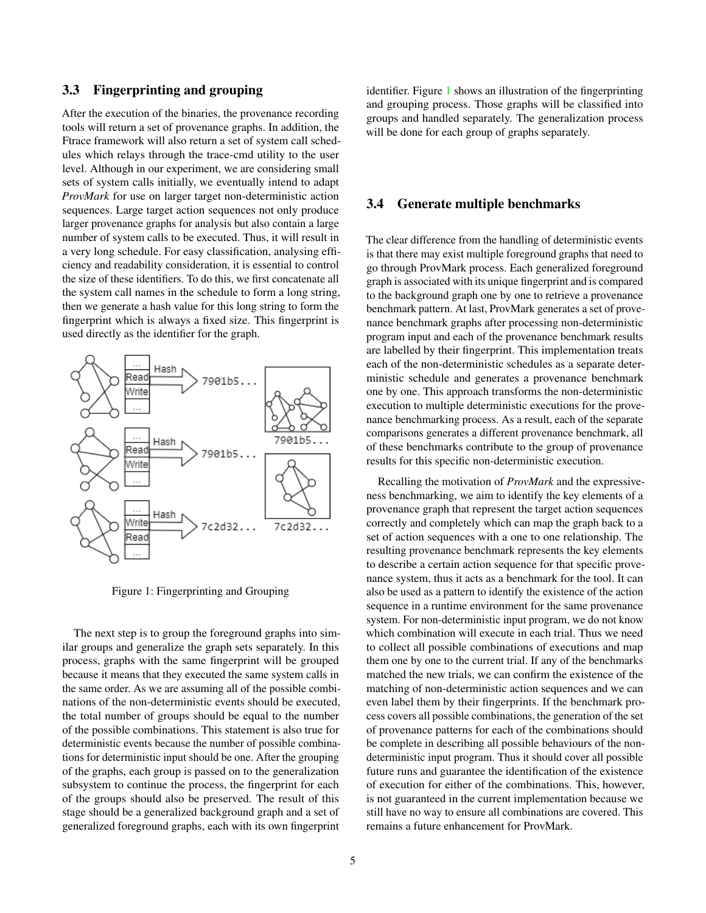### 3.3 Fingerprinting and grouping

After the execution of the binaries, the provenance recording tools will return a set of provenance graphs. In addition, the Ftrace framework will also return a set of system call schedules which relays through the trace-cmd utility to the user level. Although in our experiment, we are considering small sets of system calls initially, we eventually intend to adapt *ProvMark* for use on larger target non-deterministic action sequences. Large target action sequences not only produce larger provenance graphs for analysis but also contain a large number of system calls to be executed. Thus, it will result in a very long schedule. For easy classification, analysing efficiency and readability consideration, it is essential to control the size of these identifiers. To do this, we first concatenate all the system call names in the schedule to form a long string, then we generate a hash value for this long string to form the fingerprint which is always a fixed size. This fingerprint is used directly as the identifier for the graph.

Figure 1: Fingerprinting and Grouping

The next step is to group the foreground graphs into similar groups and generalize the graph sets separately. In this process, graphs with the same fingerprint will be grouped because it means that they executed the same system calls in the same order. As we are assuming all of the possible combinations of the non-deterministic events should be executed, the total number of groups should be equal to the number of the possible combinations. This statement is also true for deterministic events because the number of possible combinations for deterministic input should be one. After the grouping of the graphs, each group is passed on to the generalization subsystem to continue the process, the fingerprint for each of the groups should also be preserved. The result of this stage should be a generalized background graph and a set of generalized foreground graphs, each with its own fingerprint identifier. Figure 1 shows an illustration of the fingerprinting and grouping process. Those graphs will be classified into groups and handled separately. The generalization process will be done for each group of graphs separately.

### 3.4 Generate multiple benchmarks

The clear difference from the handling of deterministic events is that there may exist multiple foreground graphs that need to go through ProvMark process. Each generalized foreground graph is associated with its unique fingerprint and is compared to the background graph one by one to retrieve a provenance benchmark pattern. At last, ProvMark generates a set of provenance benchmark graphs after processing non-deterministic program input and each of the provenance benchmark results are labelled by their fingerprint. This implementation treats each of the non-deterministic schedules as a separate deterministic schedule and generates a provenance benchmark one by one. This approach transforms the non-deterministic execution to multiple deterministic executions for the provenance benchmarking process. As a result, each of the separate comparisons generates a different provenance benchmark, all of these benchmarks contribute to the group of provenance results for this specific non-deterministic execution.

Recalling the motivation of *ProvMark* and the expressiveness benchmarking, we aim to identify the key elements of a provenance graph that represent the target action sequences correctly and completely which can map the graph back to a set of action sequences with a one to one relationship. The resulting provenance benchmark represents the key elements to describe a certain action sequence for that specific provenance system, thus it acts as a benchmark for the tool. It can also be used as a pattern to identify the existence of the action sequence in a runtime environment for the same provenance system. For non-deterministic input program, we do not know which combination will execute in each trial. Thus we need to collect all possible combinations of executions and map them one by one to the current trial. If any of the benchmarks matched the new trials, we can confirm the existence of the matching of non-deterministic action sequences and we can even label them by their fingerprints. If the benchmark process covers all possible combinations, the generation of the set of provenance patterns for each of the combinations should be complete in describing all possible behaviours of the non-deterministic input program. Thus it should cover all possible future runs and guarantee the identification of the existence of execution for either of the combinations. This, however, is not guaranteed in the current implementation because we still have no way to ensure all combinations are covered. This remains a future enhancement for ProvMark.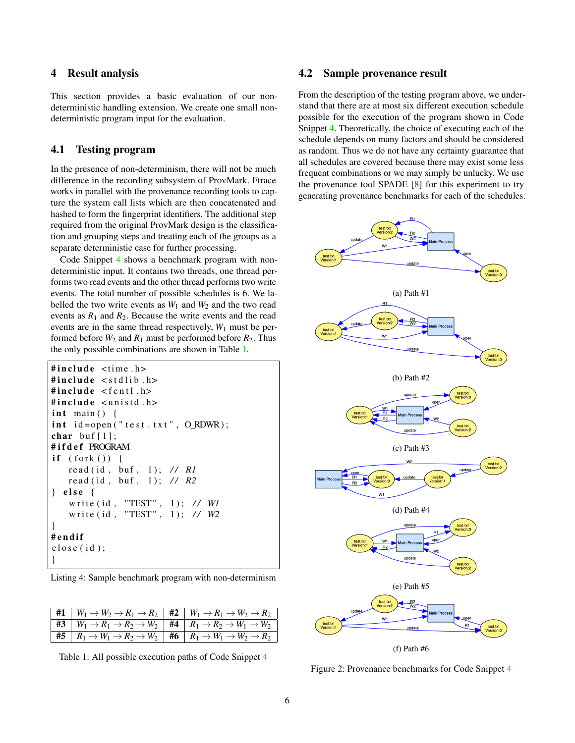## 4 Result analysis

This section provides a basic evaluation of our non-deterministic handling extension. We create one small non-deterministic program input for the evaluation.

### 4.1 Testing program

In the presence of non-determinism, there will not be much difference in the recording subsystem of ProvMark. Ftrace works in parallel with the provenance recording tools to capture the system call lists which are then concatenated and hashed to form the fingerprint identifiers. The additional step required from the original ProvMark design is the classification and grouping steps and treating each of the groups as a separate deterministic case for further processing.

Code Snippet 4 shows a benchmark program with non-deterministic input. It contains two threads, one thread performs two read events and the other thread performs two write events. The total number of possible schedules is 6. We labelled the two write events as $W_1$ and $W_2$ and the two read events as $R_1$ and $R_2$. Because the write events and the read events are in the same thread respectively, $W_1$ must be performed before $W_2$ and $R_1$ must be performed before $R_2$. Thus the only possible combinations are shown in Table 1.

```
#include <time.h>
#include <stdlib.h>
#include <fcntl.h>
#include <unistd.h>
int main() {
int id=open("test.txt", O_RDWR);
char buf[1];
#ifdef PROGRAM
if (fork()) {
    read(id, buf, 1); // R1
    read(id, buf, 1); // R2
} else {
    write(id, "TEST", 1); // W1
    write(id, "TEST", 1); // W2
}
#endif
close(id);
}
```

Listing 4: Sample benchmark program with non-determinism

| #1 | $W_1 \rightarrow W_2 \rightarrow R_1 \rightarrow R_2$ | #2 | $W_1 \rightarrow R_1 \rightarrow W_2 \rightarrow R_2$ |
|---|---|---|---|
| #3 | $W_1 \rightarrow R_1 \rightarrow R_2 \rightarrow W_2$ | #4 | $R_1 \rightarrow R_2 \rightarrow W_1 \rightarrow W_2$ |
| #5 | $R_1 \rightarrow W_1 \rightarrow R_2 \rightarrow W_2$ | #6 | $R_1 \rightarrow W_1 \rightarrow W_2 \rightarrow R_2$ |

Table 1: All possible execution paths of Code Snippet 4

### 4.2 Sample provenance result

From the description of the testing program above, we understand that there are at most six different execution schedule possible for the execution of the program shown in Code Snippet 4. Theoretically, the choice of executing each of the schedule depends on many factors and should be considered as random. Thus we do not have any certainty guarantee that all schedules are covered because there may exist some less frequent combinations or we may simply be unlucky. We use the provenance tool SPADE [8] for this experiment to try generating provenance benchmarks for each of the schedules.

(a) Path #1

(b) Path #2

(c) Path #3

(d) Path #4

(e) Path #5

(f) Path #6

Figure 2: Provenance benchmarks for Code Snippet 4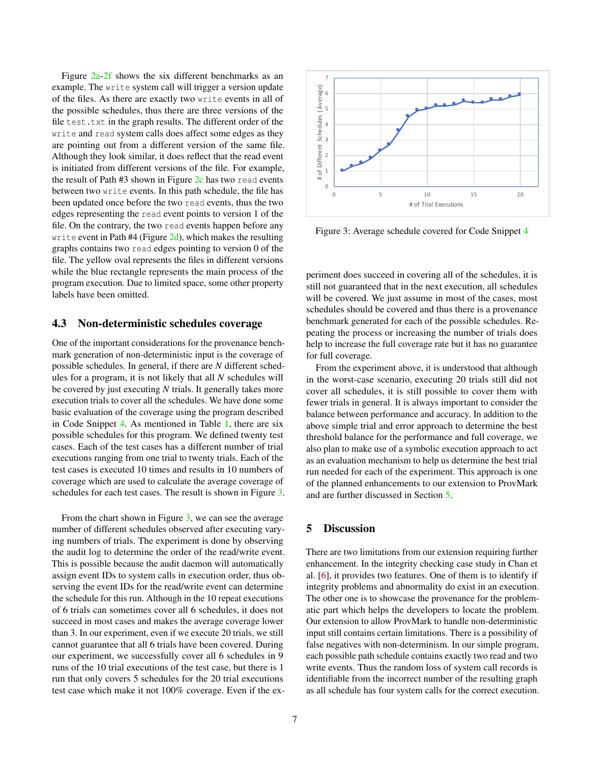Figure 2a-2f shows the six different benchmarks as an example. The `write` system call will trigger a version update of the files. As there are exactly two `write` events in all of the possible schedules, thus there are three versions of the file `test.txt` in the graph results. The different order of the `write` and `read` system calls does affect some edges as they are pointing out from a different version of the same file. Although they look similar, it does reflect that the read event is initiated from different versions of the file. For example, the result of Path #3 shown in Figure 2c has two `read` events between two `write` events. In this path schedule, the file has been updated once before the two `read` events, thus the two edges representing the `read` event points to version 1 of the file. On the contrary, the two `read` events happen before any `write` event in Path #4 (Figure 2d), which makes the resulting graphs contains two `read` edges pointing to version 0 of the file. The yellow oval represents the files in different versions while the blue rectangle represents the main process of the program execution. Due to limited space, some other property labels have been omitted.

### 4.3 Non-deterministic schedules coverage

One of the important considerations for the provenance benchmark generation of non-deterministic input is the coverage of possible schedules. In general, if there are $N$ different schedules for a program, it is not likely that all $N$ schedules will be covered by just executing $N$ trials. It generally takes more execution trials to cover all the schedules. We have done some basic evaluation of the coverage using the program described in Code Snippet 4. As mentioned in Table 1, there are six possible schedules for this program. We defined twenty test cases. Each of the test cases has a different number of trial executions ranging from one trial to twenty trials. Each of the test cases is executed 10 times and results in 10 numbers of coverage which are used to calculate the average coverage of schedules for each test cases. The result is shown in Figure 3.

From the chart shown in Figure 3, we can see the average number of different schedules observed after executing varying numbers of trials. The experiment is done by observing the audit log to determine the order of the read/write event. This is possible because the audit daemon will automatically assign event IDs to system calls in execution order, thus observing the event IDs for the read/write event can determine the schedule for this run. Although in the 10 repeat executions of 6 trials can sometimes cover all 6 schedules, it does not succeed in most cases and makes the average coverage lower than 3. In our experiment, even if we execute 20 trials, we still cannot guarantee that all 6 trials have been covered. During our experiment, we successfully cover all 6 schedules in 9 runs of the 10 trial executions of the test case, but there is 1 run that only covers 5 schedules for the 20 trial executions test case which make it not 100% coverage. Even if the experiment does succeed in covering all of the schedules, it is still not guaranteed that in the next execution, all schedules will be covered. We just assume in most of the cases, most schedules should be covered and thus there is a provenance benchmark generated for each of the possible schedules. Repeating the process or increasing the number of trials does help to increase the full coverage rate but it has no guarantee for full coverage.

Figure 3: Average schedule covered for Code Snippet 4

From the experiment above, it is understood that although in the worst-case scenario, executing 20 trials still did not cover all schedules, it is still possible to cover them with fewer trials in general. It is always important to consider the balance between performance and accuracy. In addition to the above simple trial and error approach to determine the best threshold balance for the performance and full coverage, we also plan to make use of a symbolic execution approach to act as an evaluation mechanism to help us determine the best trial run needed for each of the experiment. This approach is one of the planned enhancements to our extension to ProvMark and are further discussed in Section 5.

## 5 Discussion

There are two limitations from our extension requiring further enhancement. In the integrity checking case study in Chan et al. [6], it provides two features. One of them is to identify if integrity problems and abnormality do exist in an execution. The other one is to showcase the provenance for the problematic part which helps the developers to locate the problem. Our extension to allow ProvMark to handle non-deterministic input still contains certain limitations. There is a possibility of false negatives with non-determinism. In our simple program, each possible path schedule contains exactly two read and two write events. Thus the random loss of system call records is identifiable from the incorrect number of the resulting graph as all schedule has four system calls for the correct execution.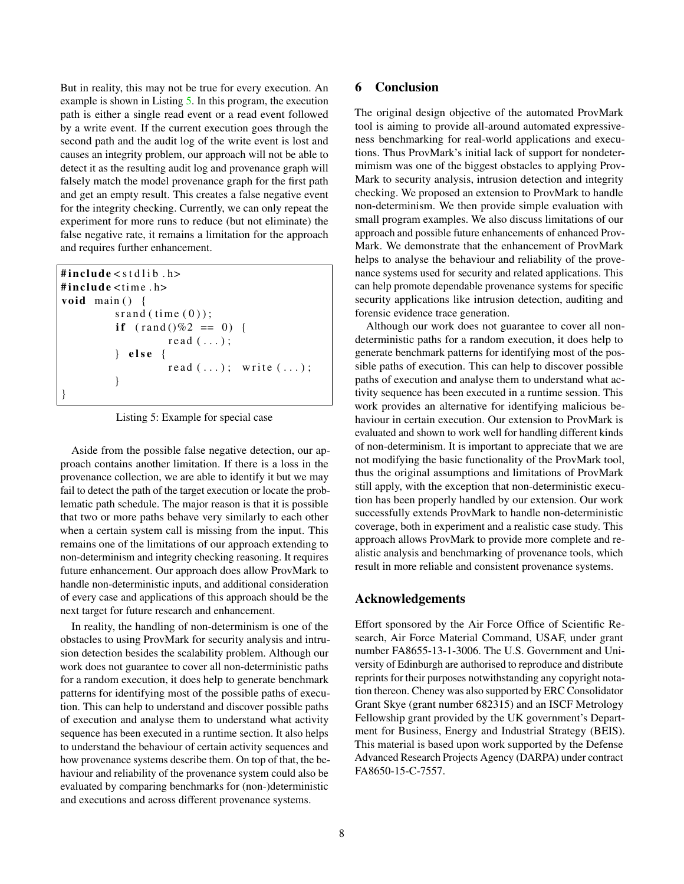But in reality, this may not be true for every execution. An example is shown in Listing 5. In this program, the execution path is either a single read event or a read event followed by a write event. If the current execution goes through the second path and the audit log of the write event is lost and causes an integrity problem, our approach will not be able to detect it as the resulting audit log and provenance graph will falsely match the model provenance graph for the first path and get an empty result. This creates a false negative event for the integrity checking. Currently, we can only repeat the experiment for more runs to reduce (but not eliminate) the false negative rate, it remains a limitation for the approach and requires further enhancement.

```
#include<stdlib.h>
#include<time.h>
void main() {
        srand(time(0));
        if (rand()%2 == 0) {
                read(...);
        } else {
                read(...); write(...);
        }
}
```

Listing 5: Example for special case

Aside from the possible false negative detection, our approach contains another limitation. If there is a loss in the provenance collection, we are able to identify it but we may fail to detect the path of the target execution or locate the problematic path schedule. The major reason is that it is possible that two or more paths behave very similarly to each other when a certain system call is missing from the input. This remains one of the limitations of our approach extending to non-determinism and integrity checking reasoning. It requires future enhancement. Our approach does allow ProvMark to handle non-deterministic inputs, and additional consideration of every case and applications of this approach should be the next target for future research and enhancement.

In reality, the handling of non-determinism is one of the obstacles to using ProvMark for security analysis and intrusion detection besides the scalability problem. Although our work does not guarantee to cover all non-deterministic paths for a random execution, it does help to generate benchmark patterns for identifying most of the possible paths of execution. This can help to understand and discover possible paths of execution and analyse them to understand what activity sequence has been executed in a runtime section. It also helps to understand the behaviour of certain activity sequences and how provenance systems describe them. On top of that, the behaviour and reliability of the provenance system could also be evaluated by comparing benchmarks for (non-)deterministic and executions and across different provenance systems.

## 6 Conclusion

The original design objective of the automated ProvMark tool is aiming to provide all-around automated expressiveness benchmarking for real-world applications and executions. Thus ProvMark's initial lack of support for nondetermimism was one of the biggest obstacles to applying ProvMark to security analysis, intrusion detection and integrity checking. We proposed an extension to ProvMark to handle non-determinism. We then provide simple evaluation with small program examples. We also discuss limitations of our approach and possible future enhancements of enhanced ProvMark. We demonstrate that the enhancement of ProvMark helps to analyse the behaviour and reliability of the provenance systems used for security and related applications. This can help promote dependable provenance systems for specific security applications like intrusion detection, auditing and forensic evidence trace generation.

Although our work does not guarantee to cover all non-deterministic paths for a random execution, it does help to generate benchmark patterns for identifying most of the possible paths of execution. This can help to discover possible paths of execution and analyse them to understand what activity sequence has been executed in a runtime session. This work provides an alternative for identifying malicious behaviour in certain execution. Our extension to ProvMark is evaluated and shown to work well for handling different kinds of non-determinism. It is important to appreciate that we are not modifying the basic functionality of the ProvMark tool, thus the original assumptions and limitations of ProvMark still apply, with the exception that non-deterministic execution has been properly handled by our extension. Our work successfully extends ProvMark to handle non-deterministic coverage, both in experiment and a realistic case study. This approach allows ProvMark to provide more complete and realistic analysis and benchmarking of provenance tools, which result in more reliable and consistent provenance systems.

## Acknowledgements

Effort sponsored by the Air Force Office of Scientific Research, Air Force Material Command, USAF, under grant number FA8655-13-1-3006. The U.S. Government and University of Edinburgh are authorised to reproduce and distribute reprints for their purposes notwithstanding any copyright notation thereon. Cheney was also supported by ERC Consolidator Grant Skye (grant number 682315) and an ISCF Metrology Fellowship grant provided by the UK government's Department for Business, Energy and Industrial Strategy (BEIS). This material is based upon work supported by the Defense Advanced Research Projects Agency (DARPA) under contract FA8650-15-C-7557.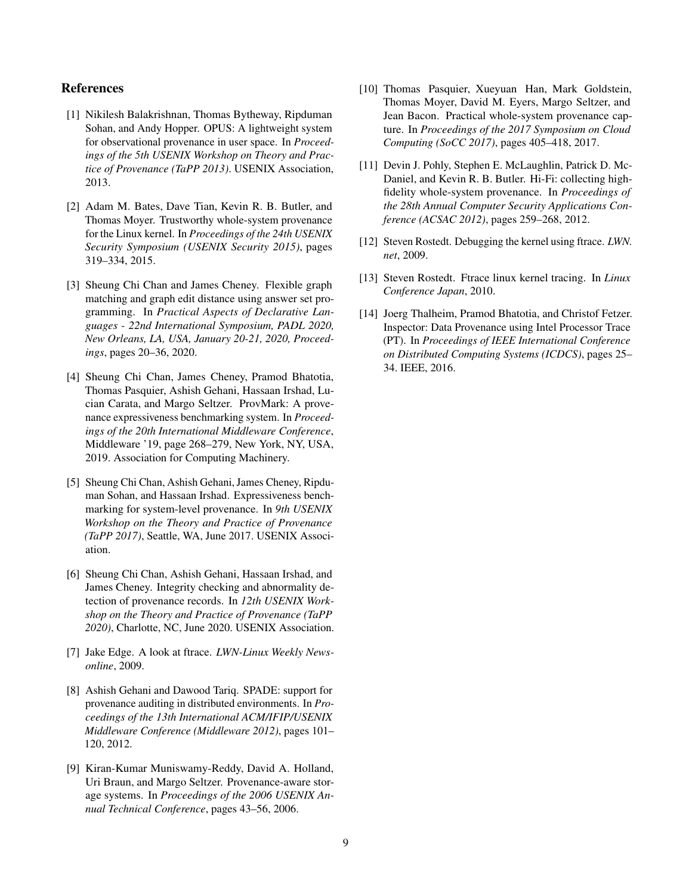## References

[1] Nikilesh Balakrishnan, Thomas Bytheway, Ripduman Sohan, and Andy Hopper. OPUS: A lightweight system for observational provenance in user space. In *Proceedings of the 5th USENIX Workshop on Theory and Practice of Provenance (TaPP 2013)*. USENIX Association, 2013.

[2] Adam M. Bates, Dave Tian, Kevin R. B. Butler, and Thomas Moyer. Trustworthy whole-system provenance for the Linux kernel. In *Proceedings of the 24th USENIX Security Symposium (USENIX Security 2015)*, pages 319–334, 2015.

[3] Sheung Chi Chan and James Cheney. Flexible graph matching and graph edit distance using answer set programming. In *Practical Aspects of Declarative Languages - 22nd International Symposium, PADL 2020, New Orleans, LA, USA, January 20-21, 2020, Proceedings*, pages 20–36, 2020.

[4] Sheung Chi Chan, James Cheney, Pramod Bhatotia, Thomas Pasquier, Ashish Gehani, Hassaan Irshad, Lucian Carata, and Margo Seltzer. ProvMark: A provenance expressiveness benchmarking system. In *Proceedings of the 20th International Middleware Conference*, Middleware '19, page 268–279, New York, NY, USA, 2019. Association for Computing Machinery.

[5] Sheung Chi Chan, Ashish Gehani, James Cheney, Ripduman Sohan, and Hassaan Irshad. Expressiveness benchmarking for system-level provenance. In *9th USENIX Workshop on the Theory and Practice of Provenance (TaPP 2017)*, Seattle, WA, June 2017. USENIX Association.

[6] Sheung Chi Chan, Ashish Gehani, Hassaan Irshad, and James Cheney. Integrity checking and abnormality detection of provenance records. In *12th USENIX Workshop on the Theory and Practice of Provenance (TaPP 2020)*, Charlotte, NC, June 2020. USENIX Association.

[7] Jake Edge. A look at ftrace. *LWN-Linux Weekly News-online*, 2009.

[8] Ashish Gehani and Dawood Tariq. SPADE: support for provenance auditing in distributed environments. In *Proceedings of the 13th International ACM/IFIP/USENIX Middleware Conference (Middleware 2012)*, pages 101–120, 2012.

[9] Kiran-Kumar Muniswamy-Reddy, David A. Holland, Uri Braun, and Margo Seltzer. Provenance-aware storage systems. In *Proceedings of the 2006 USENIX Annual Technical Conference*, pages 43–56, 2006.

[10] Thomas Pasquier, Xueyuan Han, Mark Goldstein, Thomas Moyer, David M. Eyers, Margo Seltzer, and Jean Bacon. Practical whole-system provenance capture. In *Proceedings of the 2017 Symposium on Cloud Computing (SoCC 2017)*, pages 405–418, 2017.

[11] Devin J. Pohly, Stephen E. McLaughlin, Patrick D. McDaniel, and Kevin R. B. Butler. Hi-Fi: collecting high-fidelity whole-system provenance. In *Proceedings of the 28th Annual Computer Security Applications Conference (ACSAC 2012)*, pages 259–268, 2012.

[12] Steven Rostedt. Debugging the kernel using ftrace. *LWN. net*, 2009.

[13] Steven Rostedt. Ftrace linux kernel tracing. In *Linux Conference Japan*, 2010.

[14] Joerg Thalheim, Pramod Bhatotia, and Christof Fetzer. Inspector: Data Provenance using Intel Processor Trace (PT). In *Proceedings of IEEE International Conference on Distributed Computing Systems (ICDCS)*, pages 25–34. IEEE, 2016.